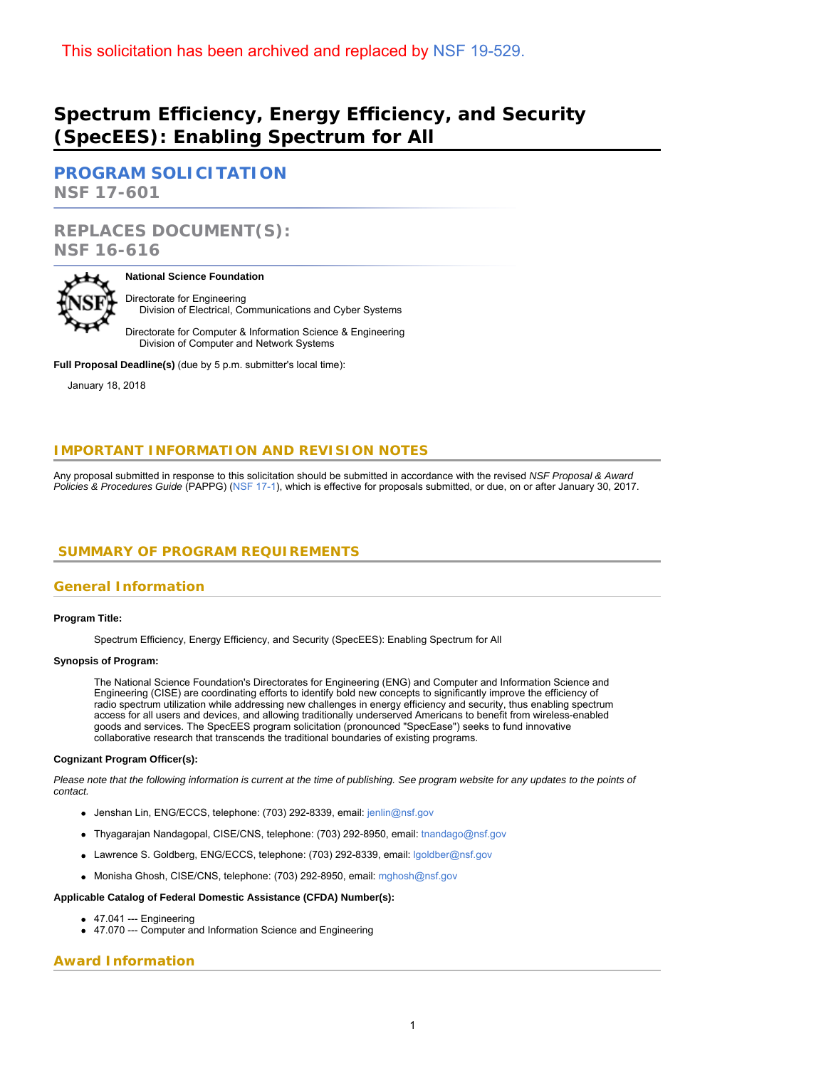This solicitation has been archived and replaced by NSF 19-529.

# Spectrum Efficiency, Energy Efficiency, and Security (SpecEES): Enabling Spectrum for All

## PROGRAM SOLICITATION
## NSF 17-601

## REPLACES DOCUMENT(S):
## NSF 16-616

**National Science Foundation**

Directorate for Engineering
 Division of Electrical, Communications and Cyber Systems

Directorate for Computer & Information Science & Engineering
 Division of Computer and Network Systems

**Full Proposal Deadline(s)** (due by 5 p.m. submitter's local time):

January 18, 2018

## IMPORTANT INFORMATION AND REVISION NOTES

Any proposal submitted in response to this solicitation should be submitted in accordance with the revised *NSF Proposal & Award Policies & Procedures Guide* (PAPPG) (NSF 17-1), which is effective for proposals submitted, or due, on or after January 30, 2017.

## SUMMARY OF PROGRAM REQUIREMENTS

### General Information

**Program Title:**

Spectrum Efficiency, Energy Efficiency, and Security (SpecEES): Enabling Spectrum for All

**Synopsis of Program:**

The National Science Foundation's Directorates for Engineering (ENG) and Computer and Information Science and Engineering (CISE) are coordinating efforts to identify bold new concepts to significantly improve the efficiency of radio spectrum utilization while addressing new challenges in energy efficiency and security, thus enabling spectrum access for all users and devices, and allowing traditionally underserved Americans to benefit from wireless-enabled goods and services. The SpecEES program solicitation (pronounced "SpecEase") seeks to fund innovative collaborative research that transcends the traditional boundaries of existing programs.

**Cognizant Program Officer(s):**

*Please note that the following information is current at the time of publishing. See program website for any updates to the points of contact.*

- Jenshan Lin, ENG/ECCS, telephone: (703) 292-8339, email: jenlin@nsf.gov
- Thyagarajan Nandagopal, CISE/CNS, telephone: (703) 292-8950, email: tnandago@nsf.gov
- Lawrence S. Goldberg, ENG/ECCS, telephone: (703) 292-8339, email: lgoldber@nsf.gov
- Monisha Ghosh, CISE/CNS, telephone: (703) 292-8950, email: mghosh@nsf.gov

**Applicable Catalog of Federal Domestic Assistance (CFDA) Number(s):**

- 47.041 --- Engineering
- 47.070 --- Computer and Information Science and Engineering

### Award Information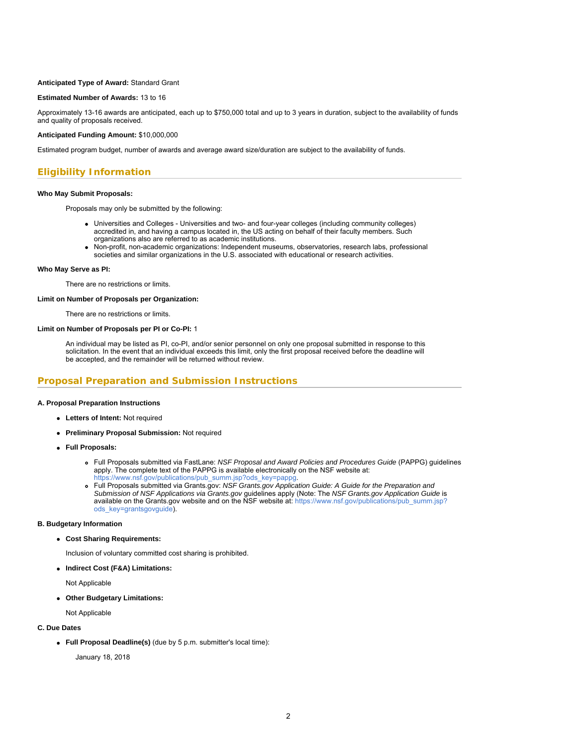**Anticipated Type of Award:** Standard Grant

**Estimated Number of Awards:** 13 to 16

Approximately 13-16 awards are anticipated, each up to $750,000 total and up to 3 years in duration, subject to the availability of funds and quality of proposals received.

**Anticipated Funding Amount:** $10,000,000

Estimated program budget, number of awards and average award size/duration are subject to the availability of funds.

## Eligibility Information

**Who May Submit Proposals:**

Proposals may only be submitted by the following:

- Universities and Colleges - Universities and two- and four-year colleges (including community colleges) accredited in, and having a campus located in, the US acting on behalf of their faculty members. Such organizations also are referred to as academic institutions.
- Non-profit, non-academic organizations: Independent museums, observatories, research labs, professional societies and similar organizations in the U.S. associated with educational or research activities.

**Who May Serve as PI:**

There are no restrictions or limits.

**Limit on Number of Proposals per Organization:**

There are no restrictions or limits.

**Limit on Number of Proposals per PI or Co-PI:** 1

An individual may be listed as PI, co-PI, and/or senior personnel on only one proposal submitted in response to this solicitation. In the event that an individual exceeds this limit, only the first proposal received before the deadline will be accepted, and the remainder will be returned without review.

## Proposal Preparation and Submission Instructions

**A. Proposal Preparation Instructions**

- **Letters of Intent:** Not required
- **Preliminary Proposal Submission:** Not required
- **Full Proposals:**
  - Full Proposals submitted via FastLane: *NSF Proposal and Award Policies and Procedures Guide* (PAPPG) guidelines apply. The complete text of the PAPPG is available electronically on the NSF website at: https://www.nsf.gov/publications/pub_summ.jsp?ods_key=pappg.
  - Full Proposals submitted via Grants.gov: *NSF Grants.gov Application Guide: A Guide for the Preparation and Submission of NSF Applications via Grants.gov* guidelines apply (Note: The *NSF Grants.gov Application Guide* is available on the Grants.gov website and on the NSF website at: https://www.nsf.gov/publications/pub_summ.jsp?ods_key=grantsgovguide).

**B. Budgetary Information**

- **Cost Sharing Requirements:**

  Inclusion of voluntary committed cost sharing is prohibited.

- **Indirect Cost (F&A) Limitations:**

  Not Applicable

- **Other Budgetary Limitations:**

  Not Applicable

**C. Due Dates**

- **Full Proposal Deadline(s)** (due by 5 p.m. submitter's local time):

  January 18, 2018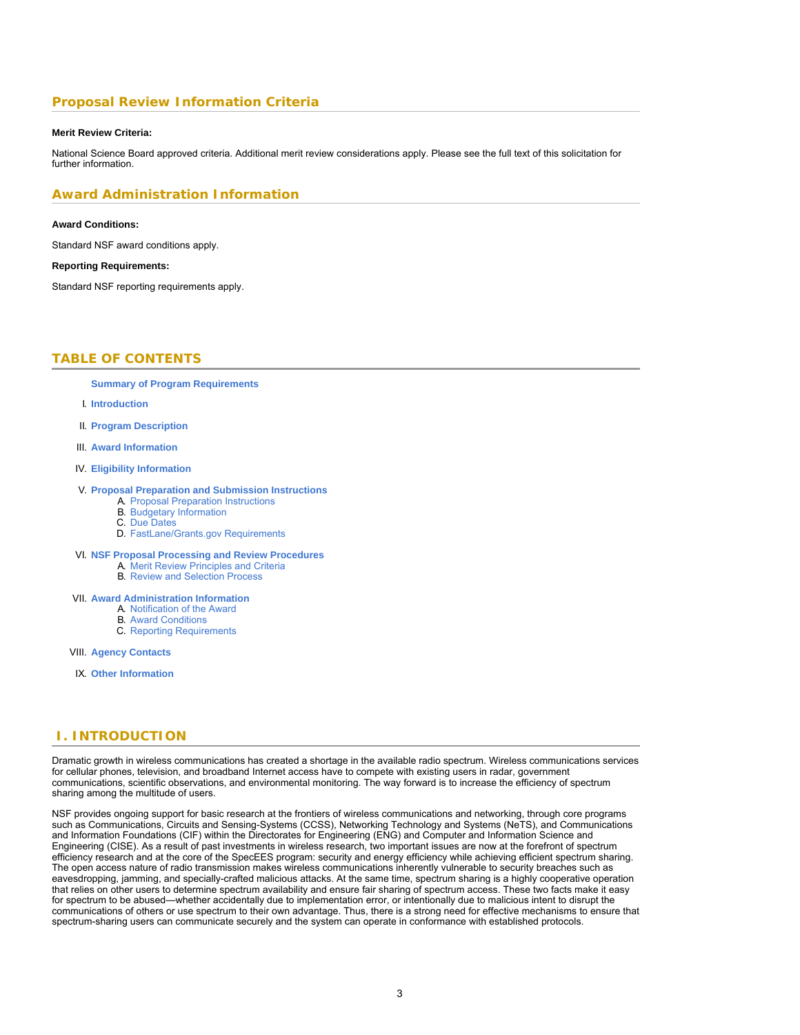## Proposal Review Information Criteria

**Merit Review Criteria:**

National Science Board approved criteria. Additional merit review considerations apply. Please see the full text of this solicitation for further information.

## Award Administration Information

**Award Conditions:**

Standard NSF award conditions apply.

**Reporting Requirements:**

Standard NSF reporting requirements apply.

## TABLE OF CONTENTS

**Summary of Program Requirements**

I. **Introduction**

II. **Program Description**

III. **Award Information**

IV. **Eligibility Information**

V. **Proposal Preparation and Submission Instructions**
   A. Proposal Preparation Instructions
   B. Budgetary Information
   C. Due Dates
   D. FastLane/Grants.gov Requirements

VI. **NSF Proposal Processing and Review Procedures**
   A. Merit Review Principles and Criteria
   B. Review and Selection Process

VII. **Award Administration Information**
   A. Notification of the Award
   B. Award Conditions
   C. Reporting Requirements

VIII. **Agency Contacts**

IX. **Other Information**

## I. INTRODUCTION

Dramatic growth in wireless communications has created a shortage in the available radio spectrum. Wireless communications services for cellular phones, television, and broadband Internet access have to compete with existing users in radar, government communications, scientific observations, and environmental monitoring. The way forward is to increase the efficiency of spectrum sharing among the multitude of users.

NSF provides ongoing support for basic research at the frontiers of wireless communications and networking, through core programs such as Communications, Circuits and Sensing-Systems (CCSS), Networking Technology and Systems (NeTS), and Communications and Information Foundations (CIF) within the Directorates for Engineering (ENG) and Computer and Information Science and Engineering (CISE). As a result of past investments in wireless research, two important issues are now at the forefront of spectrum efficiency research and at the core of the SpecEES program: security and energy efficiency while achieving efficient spectrum sharing. The open access nature of radio transmission makes wireless communications inherently vulnerable to security breaches such as eavesdropping, jamming, and specially-crafted malicious attacks. At the same time, spectrum sharing is a highly cooperative operation that relies on other users to determine spectrum availability and ensure fair sharing of spectrum access. These two facts make it easy for spectrum to be abused—whether accidentally due to implementation error, or intentionally due to malicious intent to disrupt the communications of others or use spectrum to their own advantage. Thus, there is a strong need for effective mechanisms to ensure that spectrum-sharing users can communicate securely and the system can operate in conformance with established protocols.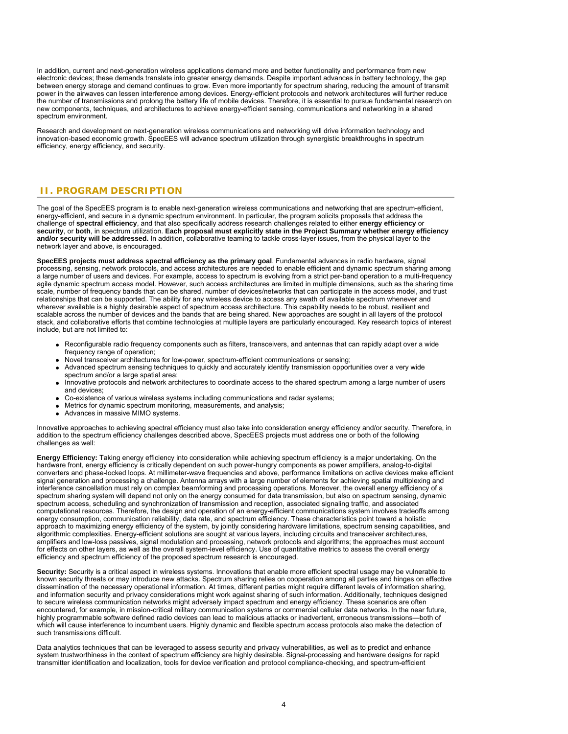In addition, current and next-generation wireless applications demand more and better functionality and performance from new electronic devices; these demands translate into greater energy demands. Despite important advances in battery technology, the gap between energy storage and demand continues to grow. Even more importantly for spectrum sharing, reducing the amount of transmit power in the airwaves can lessen interference among devices. Energy-efficient protocols and network architectures will further reduce the number of transmissions and prolong the battery life of mobile devices. Therefore, it is essential to pursue fundamental research on new components, techniques, and architectures to achieve energy-efficient sensing, communications and networking in a shared spectrum environment.

Research and development on next-generation wireless communications and networking will drive information technology and innovation-based economic growth. SpecEES will advance spectrum utilization through synergistic breakthroughs in spectrum efficiency, energy efficiency, and security.

## II. PROGRAM DESCRIPTION

The goal of the SpecEES program is to enable next-generation wireless communications and networking that are spectrum-efficient, energy-efficient, and secure in a dynamic spectrum environment. In particular, the program solicits proposals that address the challenge of **spectral efficiency**, and that also specifically address research challenges related to either **energy efficiency** or **security**, or **both**, in spectrum utilization. **Each proposal must explicitly state in the Project Summary whether energy efficiency and/or security will be addressed.** In addition, collaborative teaming to tackle cross-layer issues, from the physical layer to the network layer and above, is encouraged.

**SpecEES projects must address spectral efficiency as the primary goal**. Fundamental advances in radio hardware, signal processing, sensing, network protocols, and access architectures are needed to enable efficient and dynamic spectrum sharing among a large number of users and devices. For example, access to spectrum is evolving from a strict per-band operation to a multi-frequency agile dynamic spectrum access model. However, such access architectures are limited in multiple dimensions, such as the sharing time scale, number of frequency bands that can be shared, number of devices/networks that can participate in the access model, and trust relationships that can be supported. The ability for any wireless device to access any swath of available spectrum whenever and wherever available is a highly desirable aspect of spectrum access architecture. This capability needs to be robust, resilient and scalable across the number of devices and the bands that are being shared. New approaches are sought in all layers of the protocol stack, and collaborative efforts that combine technologies at multiple layers are particularly encouraged. Key research topics of interest include, but are not limited to:

- Reconfigurable radio frequency components such as filters, transceivers, and antennas that can rapidly adapt over a wide frequency range of operation;
- Novel transceiver architectures for low-power, spectrum-efficient communications or sensing;
- Advanced spectrum sensing techniques to quickly and accurately identify transmission opportunities over a very wide spectrum and/or a large spatial area;
- Innovative protocols and network architectures to coordinate access to the shared spectrum among a large number of users and devices;
- Co-existence of various wireless systems including communications and radar systems;
- Metrics for dynamic spectrum monitoring, measurements, and analysis;
- Advances in massive MIMO systems.

Innovative approaches to achieving spectral efficiency must also take into consideration energy efficiency and/or security. Therefore, in addition to the spectrum efficiency challenges described above, SpecEES projects must address one or both of the following challenges as well:

**Energy Efficiency:** Taking energy efficiency into consideration while achieving spectrum efficiency is a major undertaking. On the hardware front, energy efficiency is critically dependent on such power-hungry components as power amplifiers, analog-to-digital converters and phase-locked loops. At millimeter-wave frequencies and above, performance limitations on active devices make efficient signal generation and processing a challenge. Antenna arrays with a large number of elements for achieving spatial multiplexing and interference cancellation must rely on complex beamforming and processing operations. Moreover, the overall energy efficiency of a spectrum sharing system will depend not only on the energy consumed for data transmission, but also on spectrum sensing, dynamic spectrum access, scheduling and synchronization of transmission and reception, associated signaling traffic, and associated computational resources. Therefore, the design and operation of an energy-efficient communications system involves tradeoffs among energy consumption, communication reliability, data rate, and spectrum efficiency. These characteristics point toward a holistic approach to maximizing energy efficiency of the system, by jointly considering hardware limitations, spectrum sensing capabilities, and algorithmic complexities. Energy-efficient solutions are sought at various layers, including circuits and transceiver architectures, amplifiers and low-loss passives, signal modulation and processing, network protocols and algorithms; the approaches must account for effects on other layers, as well as the overall system-level efficiency. Use of quantitative metrics to assess the overall energy efficiency and spectrum efficiency of the proposed spectrum research is encouraged.

**Security:** Security is a critical aspect in wireless systems. Innovations that enable more efficient spectral usage may be vulnerable to known security threats or may introduce new attacks. Spectrum sharing relies on cooperation among all parties and hinges on effective dissemination of the necessary operational information. At times, different parties might require different levels of information sharing, and information security and privacy considerations might work against sharing of such information. Additionally, techniques designed to secure wireless communication networks might adversely impact spectrum and energy efficiency. These scenarios are often encountered, for example, in mission-critical military communication systems or commercial cellular data networks. In the near future, highly programmable software defined radio devices can lead to malicious attacks or inadvertent, erroneous transmissions—both of which will cause interference to incumbent users. Highly dynamic and flexible spectrum access protocols also make the detection of such transmissions difficult.

Data analytics techniques that can be leveraged to assess security and privacy vulnerabilities, as well as to predict and enhance system trustworthiness in the context of spectrum efficiency are highly desirable. Signal-processing and hardware designs for rapid transmitter identification and localization, tools for device verification and protocol compliance-checking, and spectrum-efficient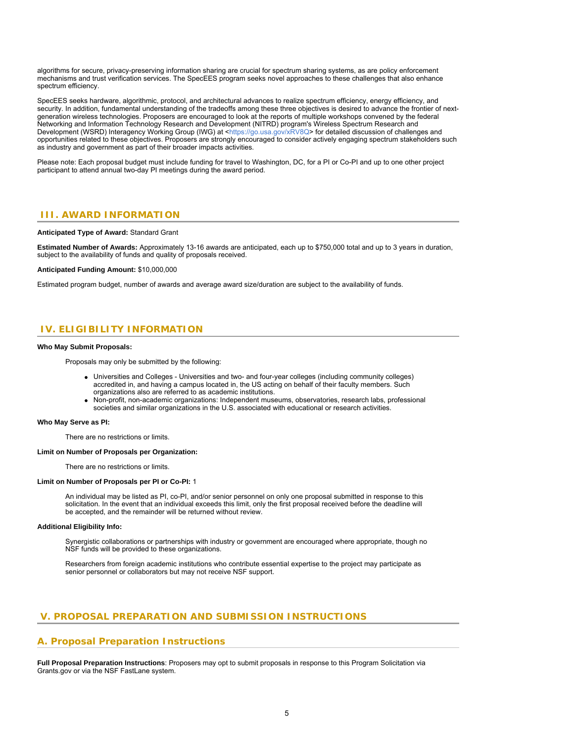algorithms for secure, privacy-preserving information sharing are crucial for spectrum sharing systems, as are policy enforcement mechanisms and trust verification services. The SpecEES program seeks novel approaches to these challenges that also enhance spectrum efficiency.

SpecEES seeks hardware, algorithmic, protocol, and architectural advances to realize spectrum efficiency, energy efficiency, and security. In addition, fundamental understanding of the tradeoffs among these three objectives is desired to advance the frontier of next-generation wireless technologies. Proposers are encouraged to look at the reports of multiple workshops convened by the federal Networking and Information Technology Research and Development (NITRD) program's Wireless Spectrum Research and Development (WSRD) Interagency Working Group (IWG) at <https://go.usa.gov/xRV8Q> for detailed discussion of challenges and opportunities related to these objectives. Proposers are strongly encouraged to consider actively engaging spectrum stakeholders such as industry and government as part of their broader impacts activities.

Please note: Each proposal budget must include funding for travel to Washington, DC, for a PI or Co-PI and up to one other project participant to attend annual two-day PI meetings during the award period.

## III. AWARD INFORMATION

**Anticipated Type of Award:** Standard Grant

**Estimated Number of Awards:** Approximately 13-16 awards are anticipated, each up to $750,000 total and up to 3 years in duration, subject to the availability of funds and quality of proposals received.

**Anticipated Funding Amount:** $10,000,000

Estimated program budget, number of awards and average award size/duration are subject to the availability of funds.

## IV. ELIGIBILITY INFORMATION

**Who May Submit Proposals:**

Proposals may only be submitted by the following:

- Universities and Colleges - Universities and two- and four-year colleges (including community colleges) accredited in, and having a campus located in, the US acting on behalf of their faculty members. Such organizations also are referred to as academic institutions.
- Non-profit, non-academic organizations: Independent museums, observatories, research labs, professional societies and similar organizations in the U.S. associated with educational or research activities.

**Who May Serve as PI:**

There are no restrictions or limits.

**Limit on Number of Proposals per Organization:**

There are no restrictions or limits.

**Limit on Number of Proposals per PI or Co-PI:** 1

An individual may be listed as PI, co-PI, and/or senior personnel on only one proposal submitted in response to this solicitation. In the event that an individual exceeds this limit, only the first proposal received before the deadline will be accepted, and the remainder will be returned without review.

**Additional Eligibility Info:**

Synergistic collaborations or partnerships with industry or government are encouraged where appropriate, though no NSF funds will be provided to these organizations.

Researchers from foreign academic institutions who contribute essential expertise to the project may participate as senior personnel or collaborators but may not receive NSF support.

## V. PROPOSAL PREPARATION AND SUBMISSION INSTRUCTIONS

### A. Proposal Preparation Instructions

**Full Proposal Preparation Instructions**: Proposers may opt to submit proposals in response to this Program Solicitation via Grants.gov or via the NSF FastLane system.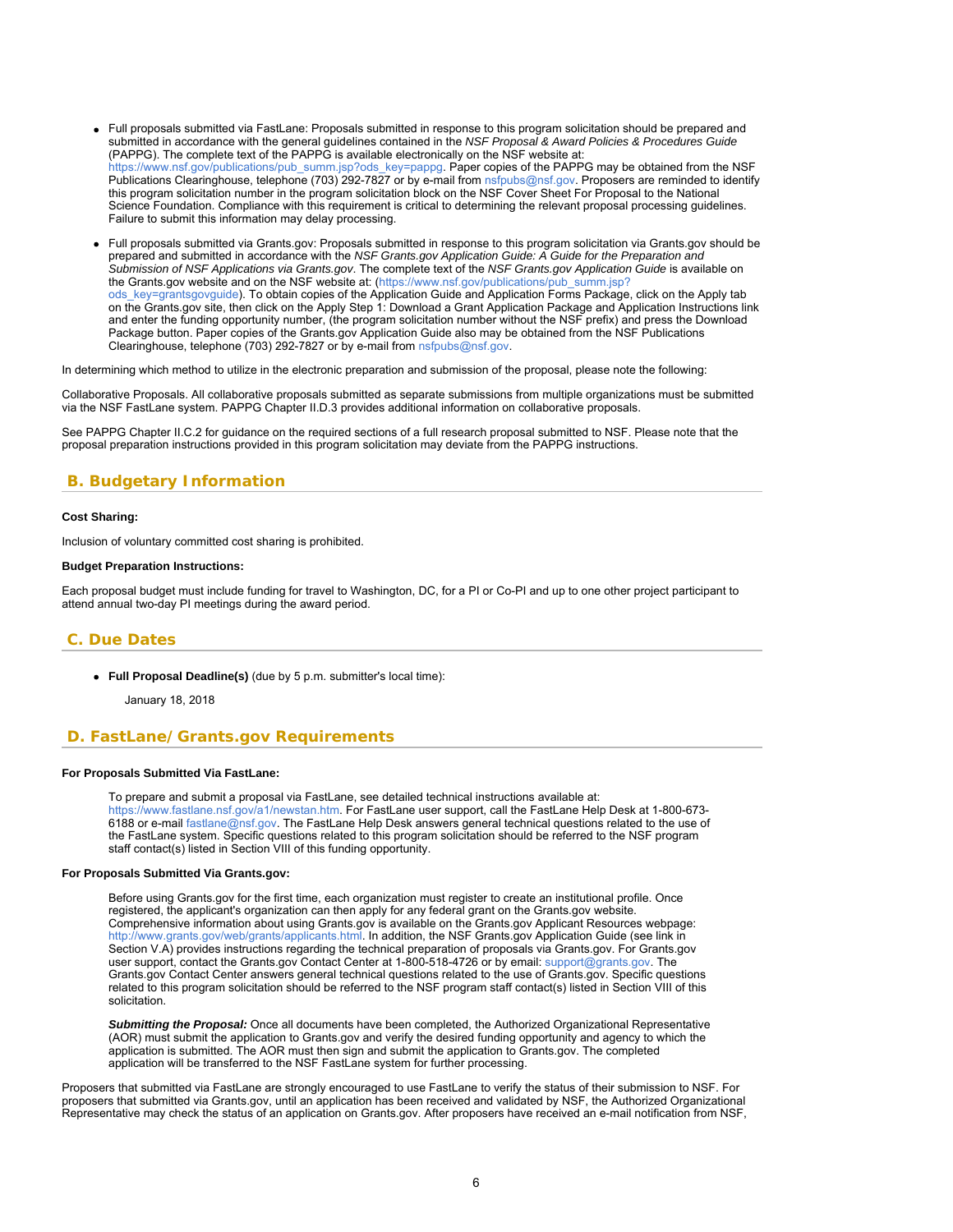- Full proposals submitted via FastLane: Proposals submitted in response to this program solicitation should be prepared and submitted in accordance with the general guidelines contained in the *NSF Proposal & Award Policies & Procedures Guide* (PAPPG). The complete text of the PAPPG is available electronically on the NSF website at: https://www.nsf.gov/publications/pub_summ.jsp?ods_key=pappg. Paper copies of the PAPPG may be obtained from the NSF Publications Clearinghouse, telephone (703) 292-7827 or by e-mail from nsfpubs@nsf.gov. Proposers are reminded to identify this program solicitation number in the program solicitation block on the NSF Cover Sheet For Proposal to the National Science Foundation. Compliance with this requirement is critical to determining the relevant proposal processing guidelines. Failure to submit this information may delay processing.
- Full proposals submitted via Grants.gov: Proposals submitted in response to this program solicitation via Grants.gov should be prepared and submitted in accordance with the *NSF Grants.gov Application Guide: A Guide for the Preparation and Submission of NSF Applications via Grants.gov*. The complete text of the *NSF Grants.gov Application Guide* is available on the Grants.gov website and on the NSF website at: (https://www.nsf.gov/publications/pub_summ.jsp?ods_key=grantsgovguide). To obtain copies of the Application Guide and Application Forms Package, click on the Apply tab on the Grants.gov site, then click on the Apply Step 1: Download a Grant Application Package and Application Instructions link and enter the funding opportunity number, (the program solicitation number without the NSF prefix) and press the Download Package button. Paper copies of the Grants.gov Application Guide also may be obtained from the NSF Publications Clearinghouse, telephone (703) 292-7827 or by e-mail from nsfpubs@nsf.gov.

In determining which method to utilize in the electronic preparation and submission of the proposal, please note the following:

Collaborative Proposals. All collaborative proposals submitted as separate submissions from multiple organizations must be submitted via the NSF FastLane system. PAPPG Chapter II.D.3 provides additional information on collaborative proposals.

See PAPPG Chapter II.C.2 for guidance on the required sections of a full research proposal submitted to NSF. Please note that the proposal preparation instructions provided in this program solicitation may deviate from the PAPPG instructions.

## B. Budgetary Information

**Cost Sharing:**

Inclusion of voluntary committed cost sharing is prohibited.

**Budget Preparation Instructions:**

Each proposal budget must include funding for travel to Washington, DC, for a PI or Co-PI and up to one other project participant to attend annual two-day PI meetings during the award period.

## C. Due Dates

- **Full Proposal Deadline(s)** (due by 5 p.m. submitter's local time):

  January 18, 2018

## D. FastLane/Grants.gov Requirements

**For Proposals Submitted Via FastLane:**

To prepare and submit a proposal via FastLane, see detailed technical instructions available at: https://www.fastlane.nsf.gov/a1/newstan.htm. For FastLane user support, call the FastLane Help Desk at 1-800-673-6188 or e-mail fastlane@nsf.gov. The FastLane Help Desk answers general technical questions related to the use of the FastLane system. Specific questions related to this program solicitation should be referred to the NSF program staff contact(s) listed in Section VIII of this funding opportunity.

**For Proposals Submitted Via Grants.gov:**

Before using Grants.gov for the first time, each organization must register to create an institutional profile. Once registered, the applicant's organization can then apply for any federal grant on the Grants.gov website. Comprehensive information about using Grants.gov is available on the Grants.gov Applicant Resources webpage: http://www.grants.gov/web/grants/applicants.html. In addition, the NSF Grants.gov Application Guide (see link in Section V.A) provides instructions regarding the technical preparation of proposals via Grants.gov. For Grants.gov user support, contact the Grants.gov Contact Center at 1-800-518-4726 or by email: support@grants.gov. The Grants.gov Contact Center answers general technical questions related to the use of Grants.gov. Specific questions related to this program solicitation should be referred to the NSF program staff contact(s) listed in Section VIII of this solicitation.

***Submitting the Proposal:*** Once all documents have been completed, the Authorized Organizational Representative (AOR) must submit the application to Grants.gov and verify the desired funding opportunity and agency to which the application is submitted. The AOR must then sign and submit the application to Grants.gov. The completed application will be transferred to the NSF FastLane system for further processing.

Proposers that submitted via FastLane are strongly encouraged to use FastLane to verify the status of their submission to NSF. For proposers that submitted via Grants.gov, until an application has been received and validated by NSF, the Authorized Organizational Representative may check the status of an application on Grants.gov. After proposers have received an e-mail notification from NSF,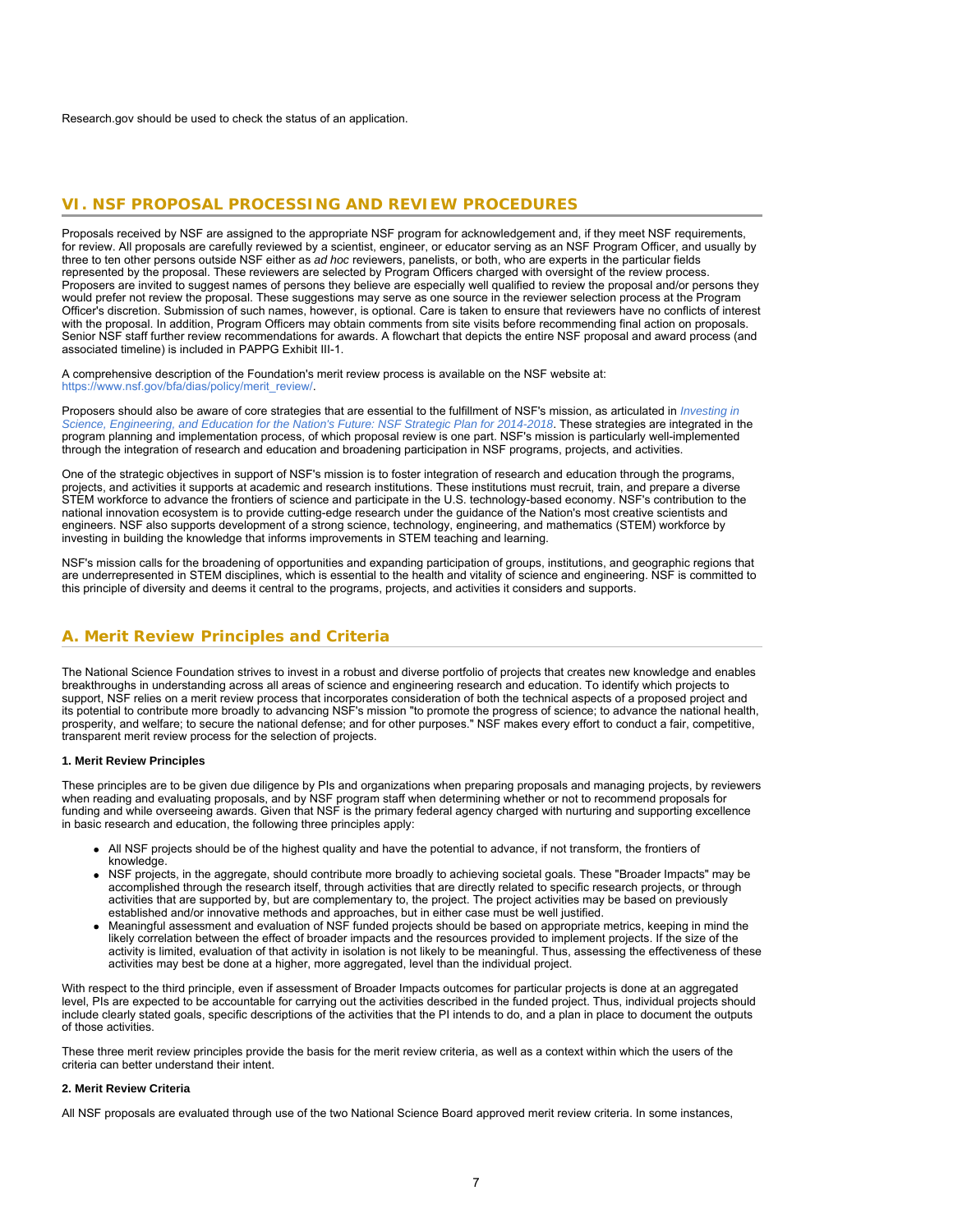Research.gov should be used to check the status of an application.

## VI. NSF PROPOSAL PROCESSING AND REVIEW PROCEDURES

Proposals received by NSF are assigned to the appropriate NSF program for acknowledgement and, if they meet NSF requirements, for review. All proposals are carefully reviewed by a scientist, engineer, or educator serving as an NSF Program Officer, and usually by three to ten other persons outside NSF either as *ad hoc* reviewers, panelists, or both, who are experts in the particular fields represented by the proposal. These reviewers are selected by Program Officers charged with oversight of the review process. Proposers are invited to suggest names of persons they believe are especially well qualified to review the proposal and/or persons they would prefer not review the proposal. These suggestions may serve as one source in the reviewer selection process at the Program Officer's discretion. Submission of such names, however, is optional. Care is taken to ensure that reviewers have no conflicts of interest with the proposal. In addition, Program Officers may obtain comments from site visits before recommending final action on proposals. Senior NSF staff further review recommendations for awards. A flowchart that depicts the entire NSF proposal and award process (and associated timeline) is included in PAPPG Exhibit III-1.

A comprehensive description of the Foundation's merit review process is available on the NSF website at: https://www.nsf.gov/bfa/dias/policy/merit_review/.

Proposers should also be aware of core strategies that are essential to the fulfillment of NSF's mission, as articulated in *Investing in Science, Engineering, and Education for the Nation's Future: NSF Strategic Plan for 2014-2018*. These strategies are integrated in the program planning and implementation process, of which proposal review is one part. NSF's mission is particularly well-implemented through the integration of research and education and broadening participation in NSF programs, projects, and activities.

One of the strategic objectives in support of NSF's mission is to foster integration of research and education through the programs, projects, and activities it supports at academic and research institutions. These institutions must recruit, train, and prepare a diverse STEM workforce to advance the frontiers of science and participate in the U.S. technology-based economy. NSF's contribution to the national innovation ecosystem is to provide cutting-edge research under the guidance of the Nation's most creative scientists and engineers. NSF also supports development of a strong science, technology, engineering, and mathematics (STEM) workforce by investing in building the knowledge that informs improvements in STEM teaching and learning.

NSF's mission calls for the broadening of opportunities and expanding participation of groups, institutions, and geographic regions that are underrepresented in STEM disciplines, which is essential to the health and vitality of science and engineering. NSF is committed to this principle of diversity and deems it central to the programs, projects, and activities it considers and supports.

### A. Merit Review Principles and Criteria

The National Science Foundation strives to invest in a robust and diverse portfolio of projects that creates new knowledge and enables breakthroughs in understanding across all areas of science and engineering research and education. To identify which projects to support, NSF relies on a merit review process that incorporates consideration of both the technical aspects of a proposed project and its potential to contribute more broadly to advancing NSF's mission "to promote the progress of science; to advance the national health, prosperity, and welfare; to secure the national defense; and for other purposes." NSF makes every effort to conduct a fair, competitive, transparent merit review process for the selection of projects.

**1. Merit Review Principles**

These principles are to be given due diligence by PIs and organizations when preparing proposals and managing projects, by reviewers when reading and evaluating proposals, and by NSF program staff when determining whether or not to recommend proposals for funding and while overseeing awards. Given that NSF is the primary federal agency charged with nurturing and supporting excellence in basic research and education, the following three principles apply:

- All NSF projects should be of the highest quality and have the potential to advance, if not transform, the frontiers of knowledge.
- NSF projects, in the aggregate, should contribute more broadly to achieving societal goals. These "Broader Impacts" may be accomplished through the research itself, through activities that are directly related to specific research projects, or through activities that are supported by, but are complementary to, the project. The project activities may be based on previously established and/or innovative methods and approaches, but in either case must be well justified.
- Meaningful assessment and evaluation of NSF funded projects should be based on appropriate metrics, keeping in mind the likely correlation between the effect of broader impacts and the resources provided to implement projects. If the size of the activity is limited, evaluation of that activity in isolation is not likely to be meaningful. Thus, assessing the effectiveness of these activities may best be done at a higher, more aggregated, level than the individual project.

With respect to the third principle, even if assessment of Broader Impacts outcomes for particular projects is done at an aggregated level, PIs are expected to be accountable for carrying out the activities described in the funded project. Thus, individual projects should include clearly stated goals, specific descriptions of the activities that the PI intends to do, and a plan in place to document the outputs of those activities.

These three merit review principles provide the basis for the merit review criteria, as well as a context within which the users of the criteria can better understand their intent.

**2. Merit Review Criteria**

All NSF proposals are evaluated through use of the two National Science Board approved merit review criteria. In some instances,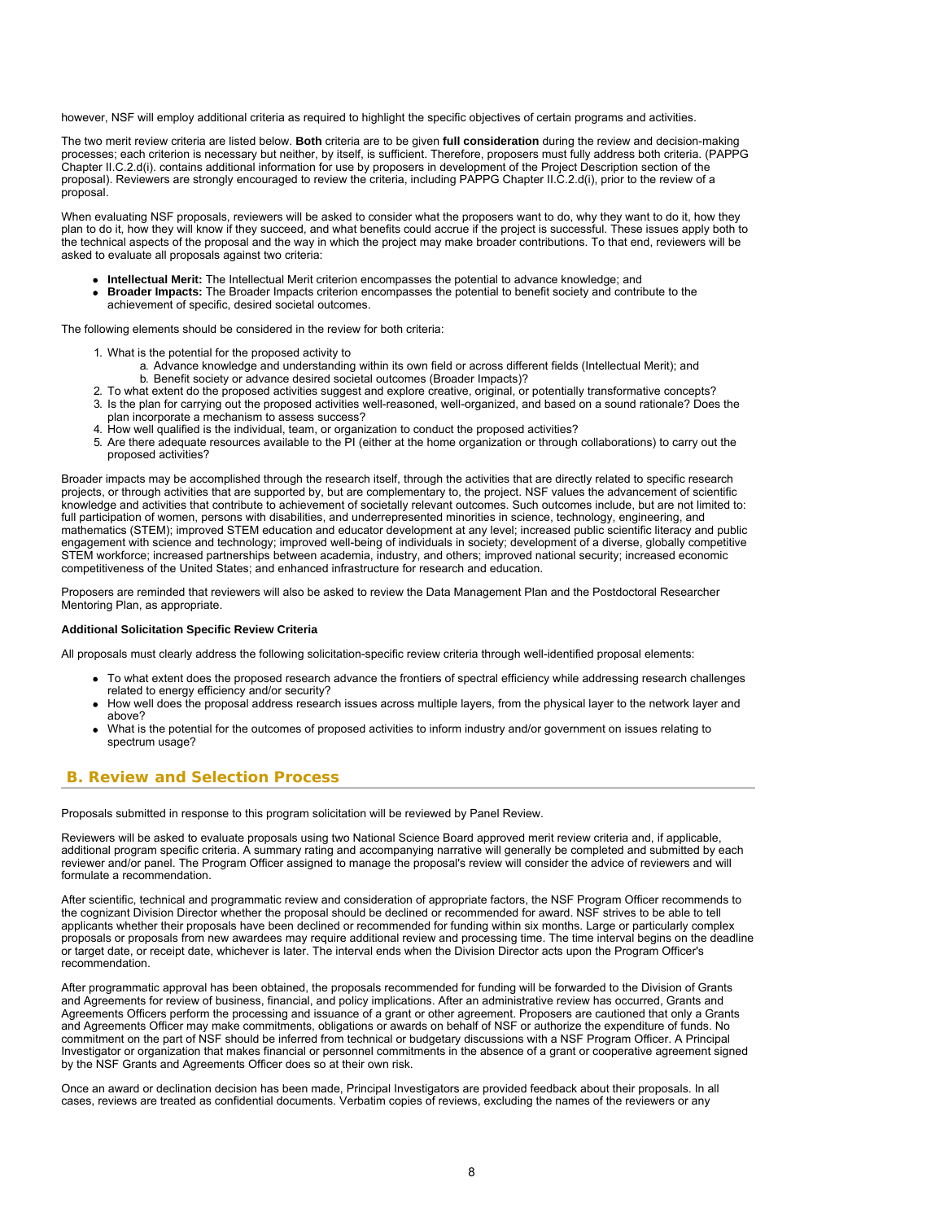however, NSF will employ additional criteria as required to highlight the specific objectives of certain programs and activities.

The two merit review criteria are listed below. **Both** criteria are to be given **full consideration** during the review and decision-making processes; each criterion is necessary but neither, by itself, is sufficient. Therefore, proposers must fully address both criteria. (PAPPG Chapter II.C.2.d(i). contains additional information for use by proposers in development of the Project Description section of the proposal). Reviewers are strongly encouraged to review the criteria, including PAPPG Chapter II.C.2.d(i), prior to the review of a proposal.

When evaluating NSF proposals, reviewers will be asked to consider what the proposers want to do, why they want to do it, how they plan to do it, how they will know if they succeed, and what benefits could accrue if the project is successful. These issues apply both to the technical aspects of the proposal and the way in which the project may make broader contributions. To that end, reviewers will be asked to evaluate all proposals against two criteria:

- **Intellectual Merit:** The Intellectual Merit criterion encompasses the potential to advance knowledge; and
- **Broader Impacts:** The Broader Impacts criterion encompasses the potential to benefit society and contribute to the achievement of specific, desired societal outcomes.

The following elements should be considered in the review for both criteria:

1. What is the potential for the proposed activity to
   a. Advance knowledge and understanding within its own field or across different fields (Intellectual Merit); and
   b. Benefit society or advance desired societal outcomes (Broader Impacts)?
2. To what extent do the proposed activities suggest and explore creative, original, or potentially transformative concepts?
3. Is the plan for carrying out the proposed activities well-reasoned, well-organized, and based on a sound rationale? Does the plan incorporate a mechanism to assess success?
4. How well qualified is the individual, team, or organization to conduct the proposed activities?
5. Are there adequate resources available to the PI (either at the home organization or through collaborations) to carry out the proposed activities?

Broader impacts may be accomplished through the research itself, through the activities that are directly related to specific research projects, or through activities that are supported by, but are complementary to, the project. NSF values the advancement of scientific knowledge and activities that contribute to achievement of societally relevant outcomes. Such outcomes include, but are not limited to: full participation of women, persons with disabilities, and underrepresented minorities in science, technology, engineering, and mathematics (STEM); improved STEM education and educator development at any level; increased public scientific literacy and public engagement with science and technology; improved well-being of individuals in society; development of a diverse, globally competitive STEM workforce; increased partnerships between academia, industry, and others; improved national security; increased economic competitiveness of the United States; and enhanced infrastructure for research and education.

Proposers are reminded that reviewers will also be asked to review the Data Management Plan and the Postdoctoral Researcher Mentoring Plan, as appropriate.

**Additional Solicitation Specific Review Criteria**

All proposals must clearly address the following solicitation-specific review criteria through well-identified proposal elements:

- To what extent does the proposed research advance the frontiers of spectral efficiency while addressing research challenges related to energy efficiency and/or security?
- How well does the proposal address research issues across multiple layers, from the physical layer to the network layer and above?
- What is the potential for the outcomes of proposed activities to inform industry and/or government on issues relating to spectrum usage?

## B. Review and Selection Process

Proposals submitted in response to this program solicitation will be reviewed by Panel Review.

Reviewers will be asked to evaluate proposals using two National Science Board approved merit review criteria and, if applicable, additional program specific criteria. A summary rating and accompanying narrative will generally be completed and submitted by each reviewer and/or panel. The Program Officer assigned to manage the proposal's review will consider the advice of reviewers and will formulate a recommendation.

After scientific, technical and programmatic review and consideration of appropriate factors, the NSF Program Officer recommends to the cognizant Division Director whether the proposal should be declined or recommended for award. NSF strives to be able to tell applicants whether their proposals have been declined or recommended for funding within six months. Large or particularly complex proposals or proposals from new awardees may require additional review and processing time. The time interval begins on the deadline or target date, or receipt date, whichever is later. The interval ends when the Division Director acts upon the Program Officer's recommendation.

After programmatic approval has been obtained, the proposals recommended for funding will be forwarded to the Division of Grants and Agreements for review of business, financial, and policy implications. After an administrative review has occurred, Grants and Agreements Officers perform the processing and issuance of a grant or other agreement. Proposers are cautioned that only a Grants and Agreements Officer may make commitments, obligations or awards on behalf of NSF or authorize the expenditure of funds. No commitment on the part of NSF should be inferred from technical or budgetary discussions with a NSF Program Officer. A Principal Investigator or organization that makes financial or personnel commitments in the absence of a grant or cooperative agreement signed by the NSF Grants and Agreements Officer does so at their own risk.

Once an award or declination decision has been made, Principal Investigators are provided feedback about their proposals. In all cases, reviews are treated as confidential documents. Verbatim copies of reviews, excluding the names of the reviewers or any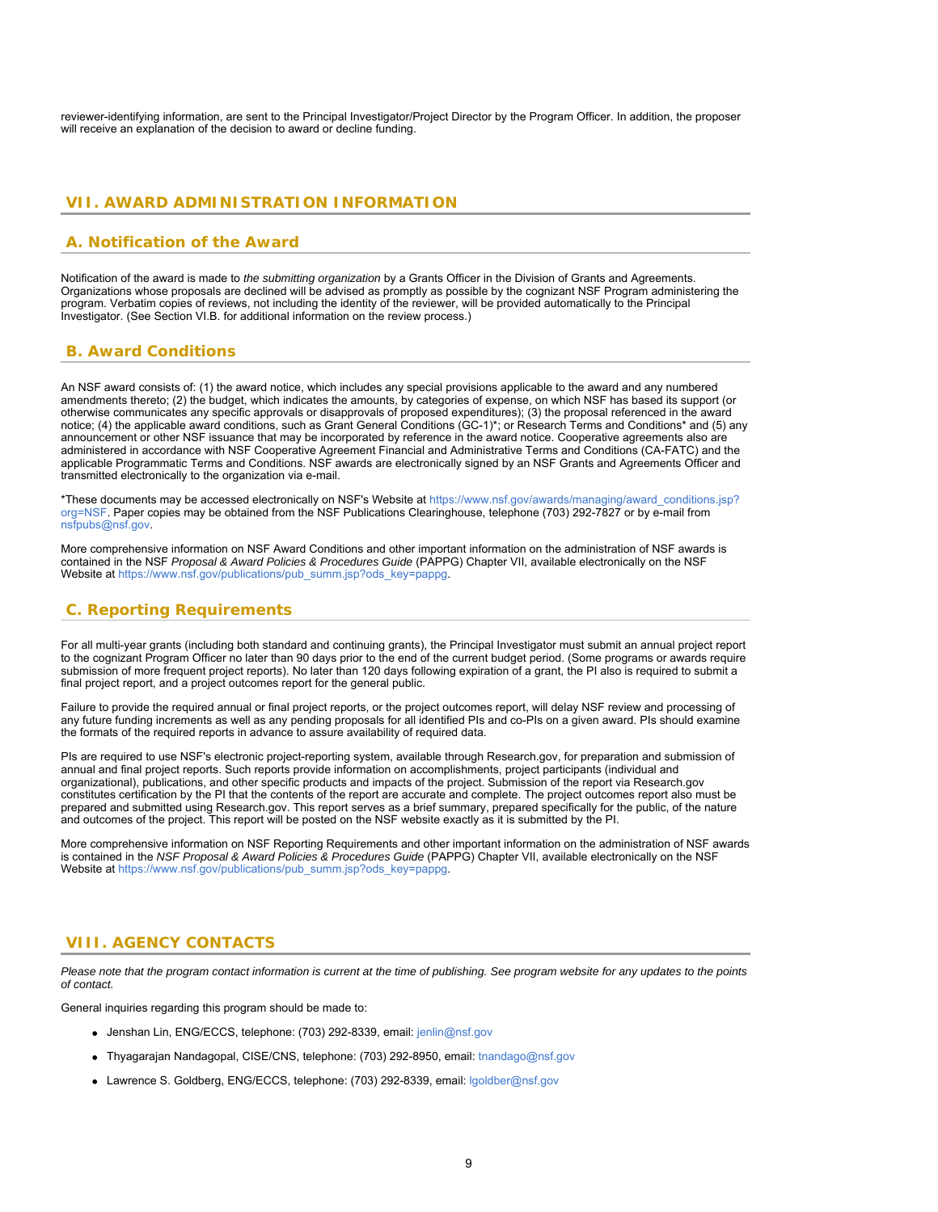reviewer-identifying information, are sent to the Principal Investigator/Project Director by the Program Officer. In addition, the proposer will receive an explanation of the decision to award or decline funding.

## VII. AWARD ADMINISTRATION INFORMATION

### A. Notification of the Award

Notification of the award is made to *the submitting organization* by a Grants Officer in the Division of Grants and Agreements. Organizations whose proposals are declined will be advised as promptly as possible by the cognizant NSF Program administering the program. Verbatim copies of reviews, not including the identity of the reviewer, will be provided automatically to the Principal Investigator. (See Section VI.B. for additional information on the review process.)

### B. Award Conditions

An NSF award consists of: (1) the award notice, which includes any special provisions applicable to the award and any numbered amendments thereto; (2) the budget, which indicates the amounts, by categories of expense, on which NSF has based its support (or otherwise communicates any specific approvals or disapprovals of proposed expenditures); (3) the proposal referenced in the award notice; (4) the applicable award conditions, such as Grant General Conditions (GC-1)*; or Research Terms and Conditions* and (5) any announcement or other NSF issuance that may be incorporated by reference in the award notice. Cooperative agreements also are administered in accordance with NSF Cooperative Agreement Financial and Administrative Terms and Conditions (CA-FATC) and the applicable Programmatic Terms and Conditions. NSF awards are electronically signed by an NSF Grants and Agreements Officer and transmitted electronically to the organization via e-mail.

*These documents may be accessed electronically on NSF's Website at https://www.nsf.gov/awards/managing/award_conditions.jsp?org=NSF. Paper copies may be obtained from the NSF Publications Clearinghouse, telephone (703) 292-7827 or by e-mail from nsfpubs@nsf.gov.

More comprehensive information on NSF Award Conditions and other important information on the administration of NSF awards is contained in the NSF *Proposal & Award Policies & Procedures Guide* (PAPPG) Chapter VII, available electronically on the NSF Website at https://www.nsf.gov/publications/pub_summ.jsp?ods_key=pappg.

### C. Reporting Requirements

For all multi-year grants (including both standard and continuing grants), the Principal Investigator must submit an annual project report to the cognizant Program Officer no later than 90 days prior to the end of the current budget period. (Some programs or awards require submission of more frequent project reports). No later than 120 days following expiration of a grant, the PI also is required to submit a final project report, and a project outcomes report for the general public.

Failure to provide the required annual or final project reports, or the project outcomes report, will delay NSF review and processing of any future funding increments as well as any pending proposals for all identified PIs and co-PIs on a given award. PIs should examine the formats of the required reports in advance to assure availability of required data.

PIs are required to use NSF's electronic project-reporting system, available through Research.gov, for preparation and submission of annual and final project reports. Such reports provide information on accomplishments, project participants (individual and organizational), publications, and other specific products and impacts of the project. Submission of the report via Research.gov constitutes certification by the PI that the contents of the report are accurate and complete. The project outcomes report also must be prepared and submitted using Research.gov. This report serves as a brief summary, prepared specifically for the public, of the nature and outcomes of the project. This report will be posted on the NSF website exactly as it is submitted by the PI.

More comprehensive information on NSF Reporting Requirements and other important information on the administration of NSF awards is contained in the *NSF Proposal & Award Policies & Procedures Guide* (PAPPG) Chapter VII, available electronically on the NSF Website at https://www.nsf.gov/publications/pub_summ.jsp?ods_key=pappg.

## VIII. AGENCY CONTACTS

*Please note that the program contact information is current at the time of publishing. See program website for any updates to the points of contact.*

General inquiries regarding this program should be made to:

- Jenshan Lin, ENG/ECCS, telephone: (703) 292-8339, email: jenlin@nsf.gov
- Thyagarajan Nandagopal, CISE/CNS, telephone: (703) 292-8950, email: tnandago@nsf.gov
- Lawrence S. Goldberg, ENG/ECCS, telephone: (703) 292-8339, email: lgoldber@nsf.gov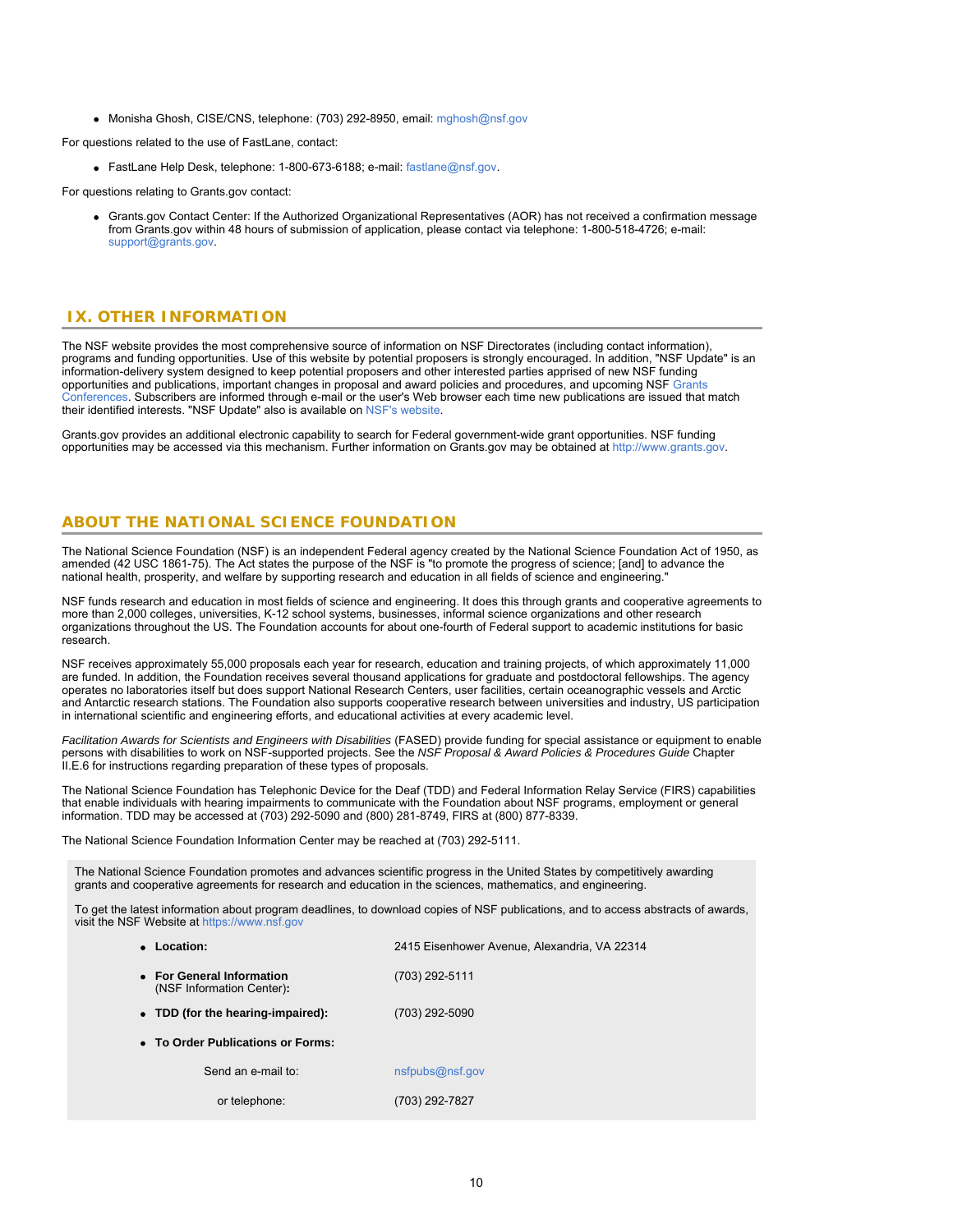- Monisha Ghosh, CISE/CNS, telephone: (703) 292-8950, email: mghosh@nsf.gov

For questions related to the use of FastLane, contact:

- FastLane Help Desk, telephone: 1-800-673-6188; e-mail: fastlane@nsf.gov.

For questions relating to Grants.gov contact:

- Grants.gov Contact Center: If the Authorized Organizational Representatives (AOR) has not received a confirmation message from Grants.gov within 48 hours of submission of application, please contact via telephone: 1-800-518-4726; e-mail: support@grants.gov.

## IX. OTHER INFORMATION

The NSF website provides the most comprehensive source of information on NSF Directorates (including contact information), programs and funding opportunities. Use of this website by potential proposers is strongly encouraged. In addition, "NSF Update" is an information-delivery system designed to keep potential proposers and other interested parties apprised of new NSF funding opportunities and publications, important changes in proposal and award policies and procedures, and upcoming NSF Grants Conferences. Subscribers are informed through e-mail or the user's Web browser each time new publications are issued that match their identified interests. "NSF Update" also is available on NSF's website.

Grants.gov provides an additional electronic capability to search for Federal government-wide grant opportunities. NSF funding opportunities may be accessed via this mechanism. Further information on Grants.gov may be obtained at http://www.grants.gov.

## ABOUT THE NATIONAL SCIENCE FOUNDATION

The National Science Foundation (NSF) is an independent Federal agency created by the National Science Foundation Act of 1950, as amended (42 USC 1861-75). The Act states the purpose of the NSF is "to promote the progress of science; [and] to advance the national health, prosperity, and welfare by supporting research and education in all fields of science and engineering."

NSF funds research and education in most fields of science and engineering. It does this through grants and cooperative agreements to more than 2,000 colleges, universities, K-12 school systems, businesses, informal science organizations and other research organizations throughout the US. The Foundation accounts for about one-fourth of Federal support to academic institutions for basic research.

NSF receives approximately 55,000 proposals each year for research, education and training projects, of which approximately 11,000 are funded. In addition, the Foundation receives several thousand applications for graduate and postdoctoral fellowships. The agency operates no laboratories itself but does support National Research Centers, user facilities, certain oceanographic vessels and Arctic and Antarctic research stations. The Foundation also supports cooperative research between universities and industry, US participation in international scientific and engineering efforts, and educational activities at every academic level.

*Facilitation Awards for Scientists and Engineers with Disabilities* (FASED) provide funding for special assistance or equipment to enable persons with disabilities to work on NSF-supported projects. See the *NSF Proposal & Award Policies & Procedures Guide* Chapter II.E.6 for instructions regarding preparation of these types of proposals.

The National Science Foundation has Telephonic Device for the Deaf (TDD) and Federal Information Relay Service (FIRS) capabilities that enable individuals with hearing impairments to communicate with the Foundation about NSF programs, employment or general information. TDD may be accessed at (703) 292-5090 and (800) 281-8749, FIRS at (800) 877-8339.

The National Science Foundation Information Center may be reached at (703) 292-5111.

The National Science Foundation promotes and advances scientific progress in the United States by competitively awarding grants and cooperative agreements for research and education in the sciences, mathematics, and engineering.

To get the latest information about program deadlines, to download copies of NSF publications, and to access abstracts of awards, visit the NSF Website at https://www.nsf.gov

- **Location:** 2415 Eisenhower Avenue, Alexandria, VA 22314
- **For General Information** (NSF Information Center)**:** (703) 292-5111
- **TDD (for the hearing-impaired):** (703) 292-5090
- **To Order Publications or Forms:**
  - Send an e-mail to: nsfpubs@nsf.gov
  - or telephone: (703) 292-7827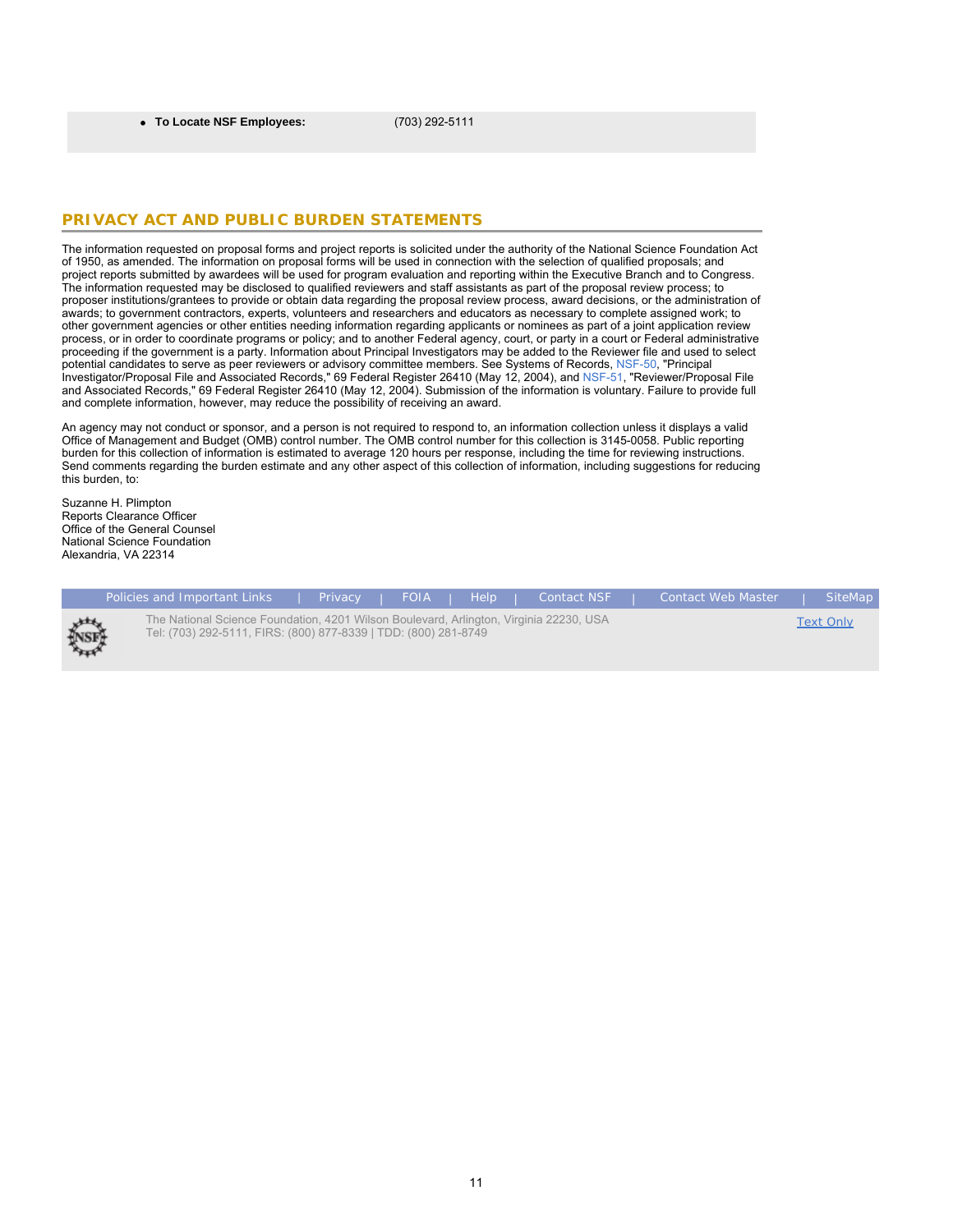- **To Locate NSF Employees:** (703) 292-5111

## PRIVACY ACT AND PUBLIC BURDEN STATEMENTS

The information requested on proposal forms and project reports is solicited under the authority of the National Science Foundation Act of 1950, as amended. The information on proposal forms will be used in connection with the selection of qualified proposals; and project reports submitted by awardees will be used for program evaluation and reporting within the Executive Branch and to Congress. The information requested may be disclosed to qualified reviewers and staff assistants as part of the proposal review process; to proposer institutions/grantees to provide or obtain data regarding the proposal review process, award decisions, or the administration of awards; to government contractors, experts, volunteers and researchers and educators as necessary to complete assigned work; to other government agencies or other entities needing information regarding applicants or nominees as part of a joint application review process, or in order to coordinate programs or policy; and to another Federal agency, court, or party in a court or Federal administrative proceeding if the government is a party. Information about Principal Investigators may be added to the Reviewer file and used to select potential candidates to serve as peer reviewers or advisory committee members. See Systems of Records, NSF-50, "Principal Investigator/Proposal File and Associated Records," 69 Federal Register 26410 (May 12, 2004), and NSF-51, "Reviewer/Proposal File and Associated Records," 69 Federal Register 26410 (May 12, 2004). Submission of the information is voluntary. Failure to provide full and complete information, however, may reduce the possibility of receiving an award.

An agency may not conduct or sponsor, and a person is not required to respond to, an information collection unless it displays a valid Office of Management and Budget (OMB) control number. The OMB control number for this collection is 3145-0058. Public reporting burden for this collection of information is estimated to average 120 hours per response, including the time for reviewing instructions. Send comments regarding the burden estimate and any other aspect of this collection of information, including suggestions for reducing this burden, to:

Suzanne H. Plimpton
Reports Clearance Officer
Office of the General Counsel
National Science Foundation
Alexandria, VA 22314

Policies and Important Links | Privacy | FOIA | Help | Contact NSF | Contact Web Master | SiteMap

The National Science Foundation, 4201 Wilson Boulevard, Arlington, Virginia 22230, USA
Tel: (703) 292-5111, FIRS: (800) 877-8339 | TDD: (800) 281-8749

Text Only